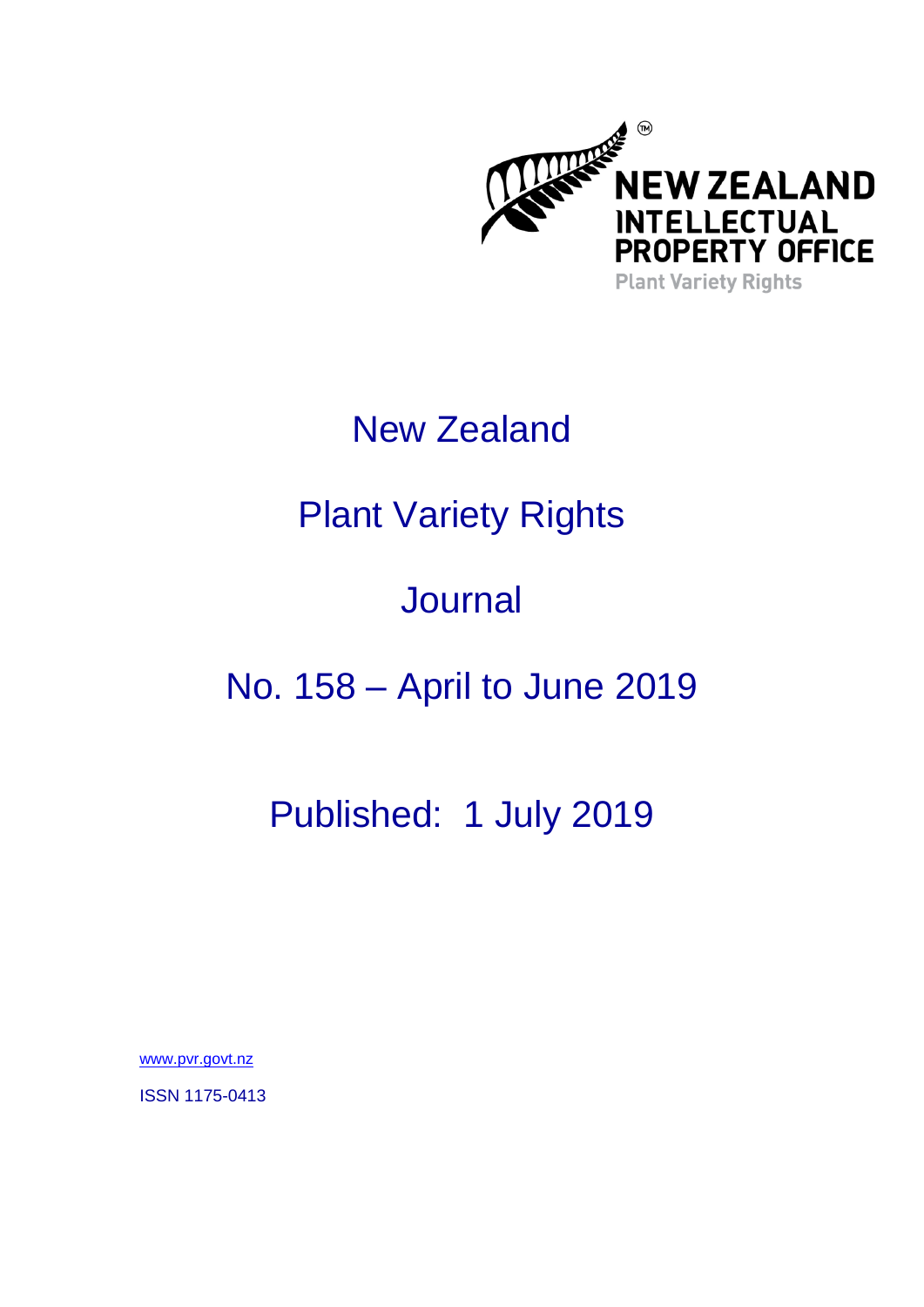NEW ZEALAND
INTELLECTUAL
PROPERTY OFFICE
Plant Variety Rights

# New Zealand

# Plant Variety Rights

# Journal

# No. 158 – April to June 2019

## Published: 1 July 2019

www.pvr.govt.nz

ISSN 1175-0413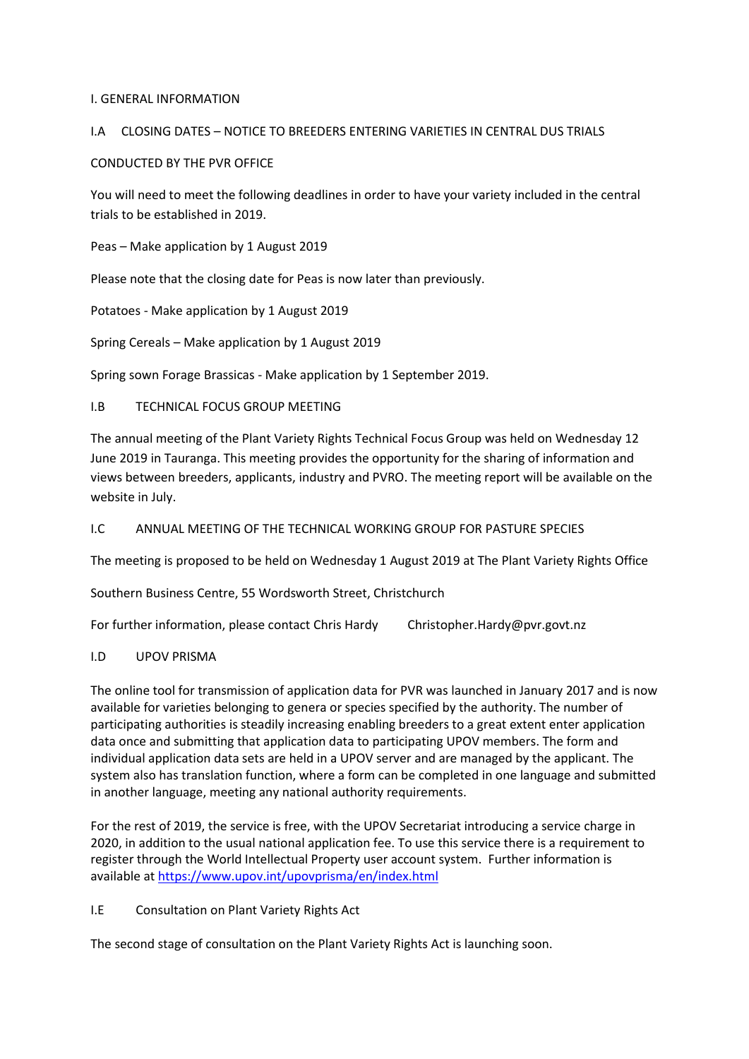## I. GENERAL INFORMATION

### I.A CLOSING DATES – NOTICE TO BREEDERS ENTERING VARIETIES IN CENTRAL DUS TRIALS CONDUCTED BY THE PVR OFFICE

You will need to meet the following deadlines in order to have your variety included in the central trials to be established in 2019.

Peas – Make application by 1 August 2019

Please note that the closing date for Peas is now later than previously.

Potatoes - Make application by 1 August 2019

Spring Cereals – Make application by 1 August 2019

Spring sown Forage Brassicas - Make application by 1 September 2019.

### I.B TECHNICAL FOCUS GROUP MEETING

The annual meeting of the Plant Variety Rights Technical Focus Group was held on Wednesday 12 June 2019 in Tauranga. This meeting provides the opportunity for the sharing of information and views between breeders, applicants, industry and PVRO. The meeting report will be available on the website in July.

### I.C ANNUAL MEETING OF THE TECHNICAL WORKING GROUP FOR PASTURE SPECIES

The meeting is proposed to be held on Wednesday 1 August 2019 at The Plant Variety Rights Office

Southern Business Centre, 55 Wordsworth Street, Christchurch

For further information, please contact Chris Hardy Christopher.Hardy@pvr.govt.nz

### I.D UPOV PRISMA

The online tool for transmission of application data for PVR was launched in January 2017 and is now available for varieties belonging to genera or species specified by the authority. The number of participating authorities is steadily increasing enabling breeders to a great extent enter application data once and submitting that application data to participating UPOV members. The form and individual application data sets are held in a UPOV server and are managed by the applicant. The system also has translation function, where a form can be completed in one language and submitted in another language, meeting any national authority requirements.

For the rest of 2019, the service is free, with the UPOV Secretariat introducing a service charge in 2020, in addition to the usual national application fee. To use this service there is a requirement to register through the World Intellectual Property user account system. Further information is available at https://www.upov.int/upovprisma/en/index.html

### I.E Consultation on Plant Variety Rights Act

The second stage of consultation on the Plant Variety Rights Act is launching soon.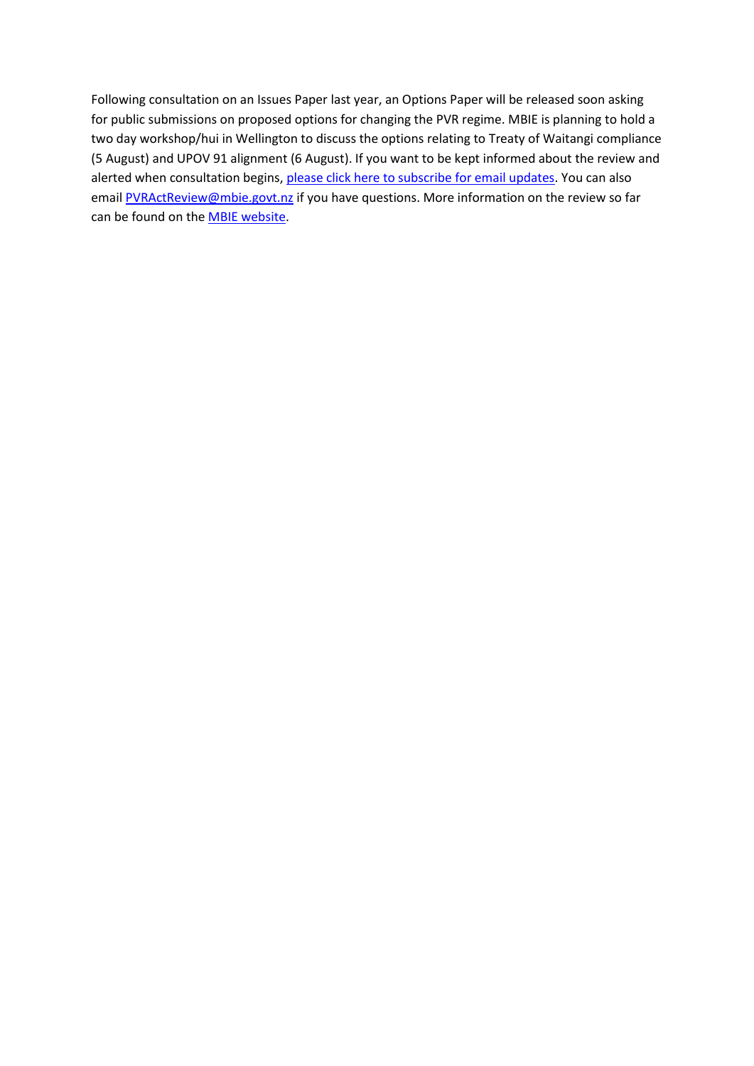Following consultation on an Issues Paper last year, an Options Paper will be released soon asking for public submissions on proposed options for changing the PVR regime. MBIE is planning to hold a two day workshop/hui in Wellington to discuss the options relating to Treaty of Waitangi compliance (5 August) and UPOV 91 alignment (6 August). If you want to be kept informed about the review and alerted when consultation begins, please click here to subscribe for email updates. You can also email PVRActReview@mbie.govt.nz if you have questions. More information on the review so far can be found on the MBIE website.